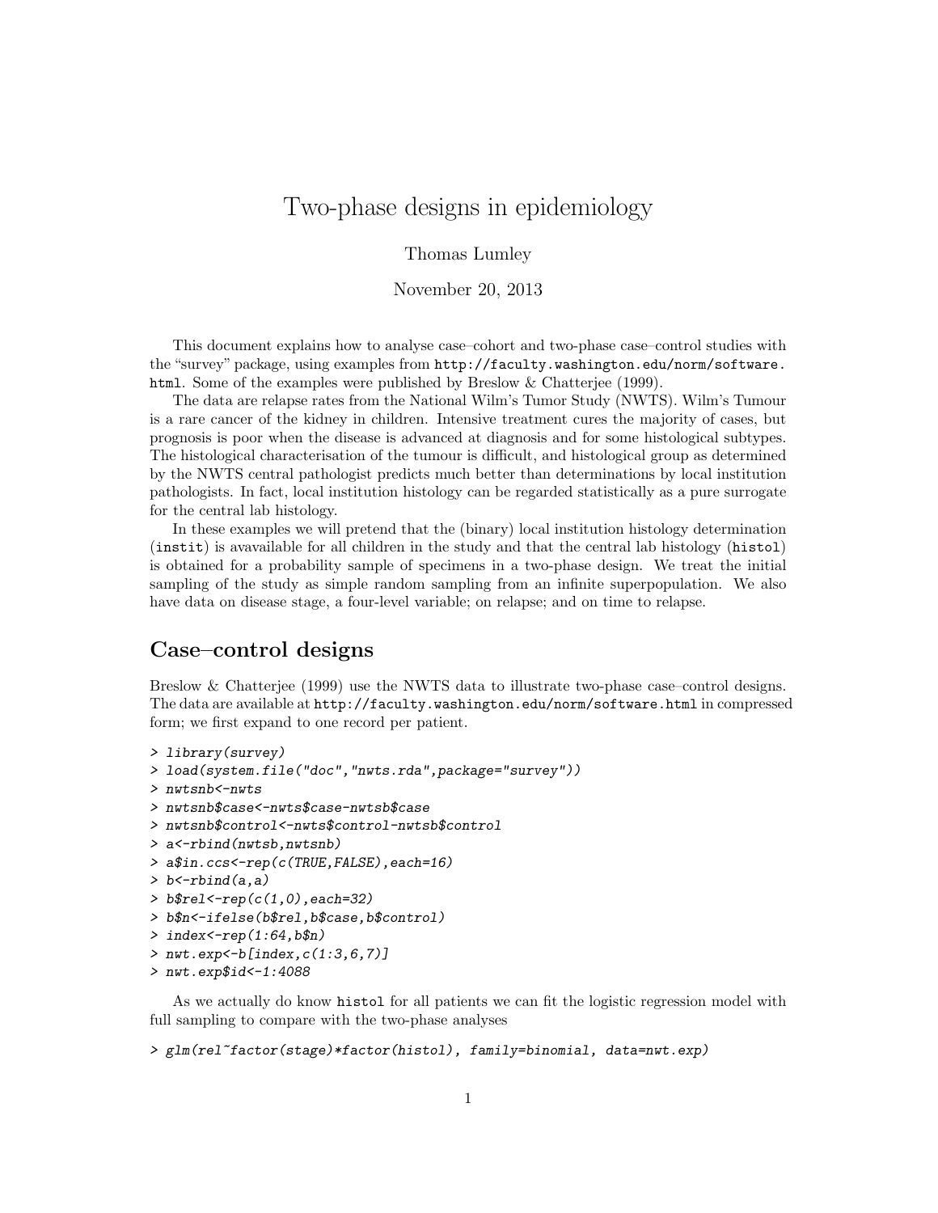# Two-phase designs in epidemiology

Thomas Lumley

November 20, 2013

This document explains how to analyse case–cohort and two-phase case–control studies with the "survey" package, using examples from `http://faculty.washington.edu/norm/software.html`. Some of the examples were published by Breslow & Chatterjee (1999).

The data are relapse rates from the National Wilm's Tumor Study (NWTS). Wilm's Tumour is a rare cancer of the kidney in children. Intensive treatment cures the majority of cases, but prognosis is poor when the disease is advanced at diagnosis and for some histological subtypes. The histological characterisation of the tumour is difficult, and histological group as determined by the NWTS central pathologist predicts much better than determinations by local institution pathologists. In fact, local institution histology can be regarded statistically as a pure surrogate for the central lab histology.

In these examples we will pretend that the (binary) local institution histology determination (`instit`) is avavailable for all children in the study and that the central lab histology (`histol`) is obtained for a probability sample of specimens in a two-phase design. We treat the initial sampling of the study as simple random sampling from an infinite superpopulation. We also have data on disease stage, a four-level variable; on relapse; and on time to relapse.

## Case–control designs

Breslow & Chatterjee (1999) use the NWTS data to illustrate two-phase case–control designs. The data are available at `http://faculty.washington.edu/norm/software.html` in compressed form; we first expand to one record per patient.

```
> library(survey)
> load(system.file("doc","nwts.rda",package="survey"))
> nwtsnb<-nwts
> nwtsnb$case<-nwts$case-nwtsb$case
> nwtsnb$control<-nwts$control-nwtsb$control
> a<-rbind(nwtsb,nwtsnb)
> a$in.ccs<-rep(c(TRUE,FALSE),each=16)
> b<-rbind(a,a)
> b$rel<-rep(c(1,0),each=32)
> b$n<-ifelse(b$rel,b$case,b$control)
> index<-rep(1:64,b$n)
> nwt.exp<-b[index,c(1:3,6,7)]
> nwt.exp$id<-1:4088
```

As we actually do know `histol` for all patients we can fit the logistic regression model with full sampling to compare with the two-phase analyses

```
> glm(rel~factor(stage)*factor(histol), family=binomial, data=nwt.exp)
```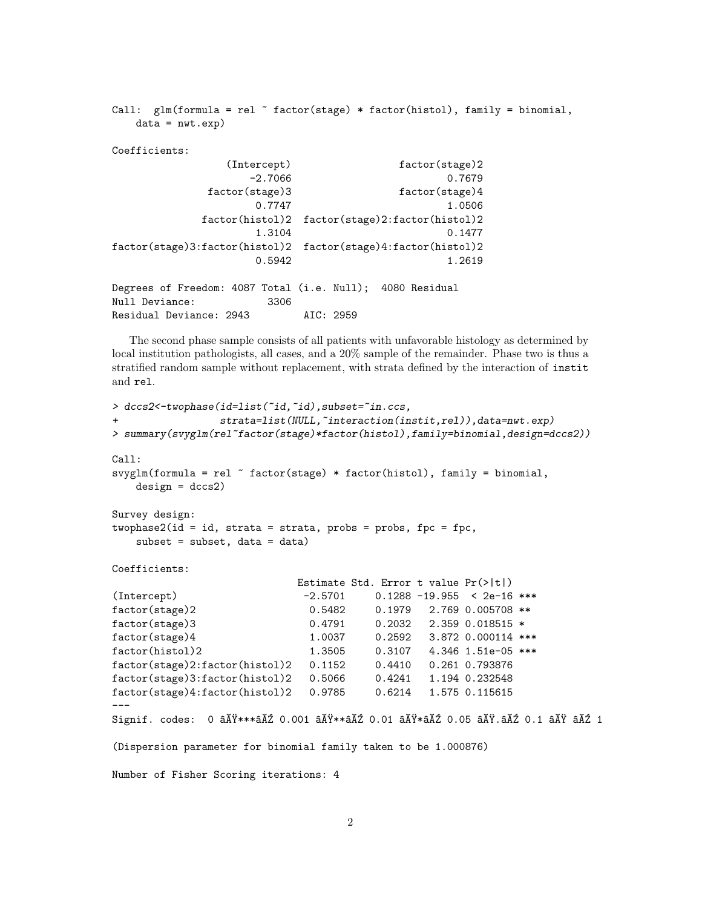```
Call:  glm(formula = rel ~ factor(stage) * factor(histol), family = binomial,
    data = nwt.exp)

Coefficients:
                  (Intercept)                 factor(stage)2
                      -2.7066                         0.7679
               factor(stage)3                 factor(stage)4
                       0.7747                         1.0506
               factor(histol)2  factor(stage)2:factor(histol)2
                       1.3104                         0.1477
factor(stage)3:factor(histol)2  factor(stage)4:factor(histol)2
                       0.5942                         1.2619

Degrees of Freedom: 4087 Total (i.e. Null);  4080 Residual
Null Deviance:           3306
Residual Deviance: 2943         AIC: 2959
```

The second phase sample consists of all patients with unfavorable histology as determined by local institution pathologists, all cases, and a 20% sample of the remainder. Phase two is thus a stratified random sample without replacement, with strata defined by the interaction of `instit` and `rel`.

```
> dccs2<-twophase(id=list(~id,~id),subset=~in.ccs,
+                 strata=list(NULL,~interaction(instit,rel)),data=nwt.exp)
> summary(svyglm(rel~factor(stage)*factor(histol),family=binomial,design=dccs2))

Call:
svyglm(formula = rel ~ factor(stage) * factor(histol), family = binomial,
    design = dccs2)

Survey design:
twophase2(id = id, strata = strata, probs = probs, fpc = fpc,
    subset = subset, data = data)

Coefficients:
                               Estimate Std. Error t value Pr(>|t|)
(Intercept)                     -2.5701     0.1288 -19.955  < 2e-16 ***
factor(stage)2                   0.5482     0.1979   2.769 0.005708 **
factor(stage)3                   0.4791     0.2032   2.359 0.018515 *
factor(stage)4                   1.0037     0.2592   3.872 0.000114 ***
factor(histol)2                  1.3505     0.3107   4.346 1.51e-05 ***
factor(stage)2:factor(histol)2   0.1152     0.4410   0.261 0.793876
factor(stage)3:factor(histol)2   0.5066     0.4241   1.194 0.232548
factor(stage)4:factor(histol)2   0.9785     0.6214   1.575 0.115615
---
Signif. codes:  0 âĂŸ***âĂŹ 0.001 âĂŸ**âĂŹ 0.01 âĂŸ*âĂŹ 0.05 âĂŸ.âĂŹ 0.1 âĂŸ âĂŹ 1

(Dispersion parameter for binomial family taken to be 1.000876)

Number of Fisher Scoring iterations: 4
```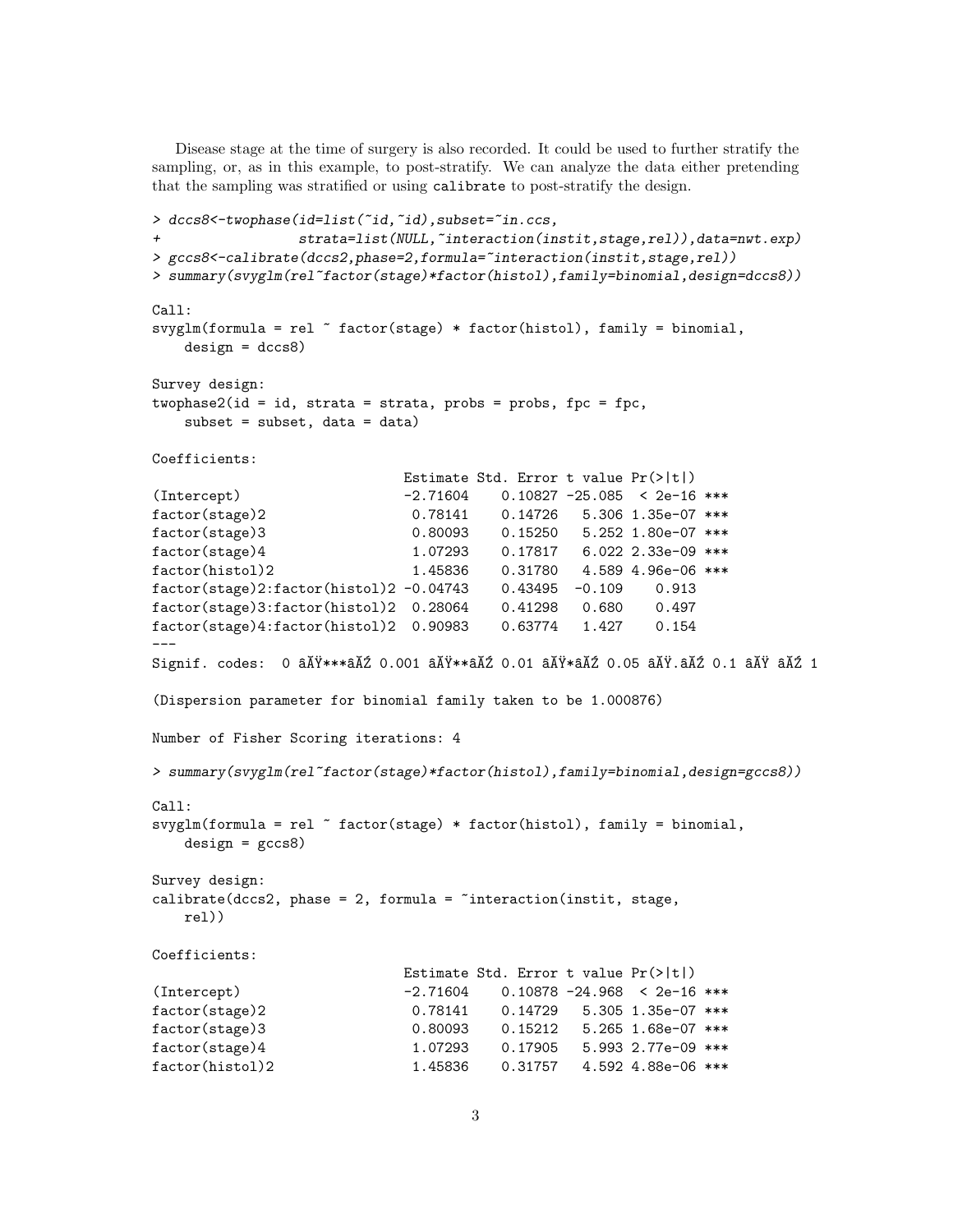Disease stage at the time of surgery is also recorded. It could be used to further stratify the sampling, or, as in this example, to post-stratify. We can analyze the data either pretending that the sampling was stratified or using `calibrate` to post-stratify the design.

```
> dccs8<-twophase(id=list(~id,~id),subset=~in.ccs,
+                 strata=list(NULL,~interaction(instit,stage,rel)),data=nwt.exp)
> gccs8<-calibrate(dccs2,phase=2,formula=~interaction(instit,stage,rel))
> summary(svyglm(rel~factor(stage)*factor(histol),family=binomial,design=dccs8))

Call:
svyglm(formula = rel ~ factor(stage) * factor(histol), family = binomial,
    design = dccs8)

Survey design:
twophase2(id = id, strata = strata, probs = probs, fpc = fpc,
    subset = subset, data = data)

Coefficients:
                               Estimate Std. Error t value Pr(>|t|)    
(Intercept)                    -2.71604    0.10827 -25.085  < 2e-16 ***
factor(stage)2                  0.78141    0.14726   5.306 1.35e-07 ***
factor(stage)3                  0.80093    0.15250   5.252 1.80e-07 ***
factor(stage)4                  1.07293    0.17817   6.022 2.33e-09 ***
factor(histol)2                 1.45836    0.31780   4.589 4.96e-06 ***
factor(stage)2:factor(histol)2 -0.04743    0.43495  -0.109    0.913    
factor(stage)3:factor(histol)2  0.28064    0.41298   0.680    0.497    
factor(stage)4:factor(histol)2  0.90983    0.63774   1.427    0.154    
---
Signif. codes:  0 âĂŸ***âĂŹ 0.001 âĂŸ**âĂŹ 0.01 âĂŸ*âĂŹ 0.05 âĂŸ.âĂŹ 0.1 âĂŸ âĂŹ 1

(Dispersion parameter for binomial family taken to be 1.000876)

Number of Fisher Scoring iterations: 4

> summary(svyglm(rel~factor(stage)*factor(histol),family=binomial,design=gccs8))

Call:
svyglm(formula = rel ~ factor(stage) * factor(histol), family = binomial,
    design = gccs8)

Survey design:
calibrate(dccs2, phase = 2, formula = ~interaction(instit, stage,
    rel))

Coefficients:
                               Estimate Std. Error t value Pr(>|t|)    
(Intercept)                    -2.71604    0.10878 -24.968  < 2e-16 ***
factor(stage)2                  0.78141    0.14729   5.305 1.35e-07 ***
factor(stage)3                  0.80093    0.15212   5.265 1.68e-07 ***
factor(stage)4                  1.07293    0.17905   5.993 2.77e-09 ***
factor(histol)2                 1.45836    0.31757   4.592 4.88e-06 ***
```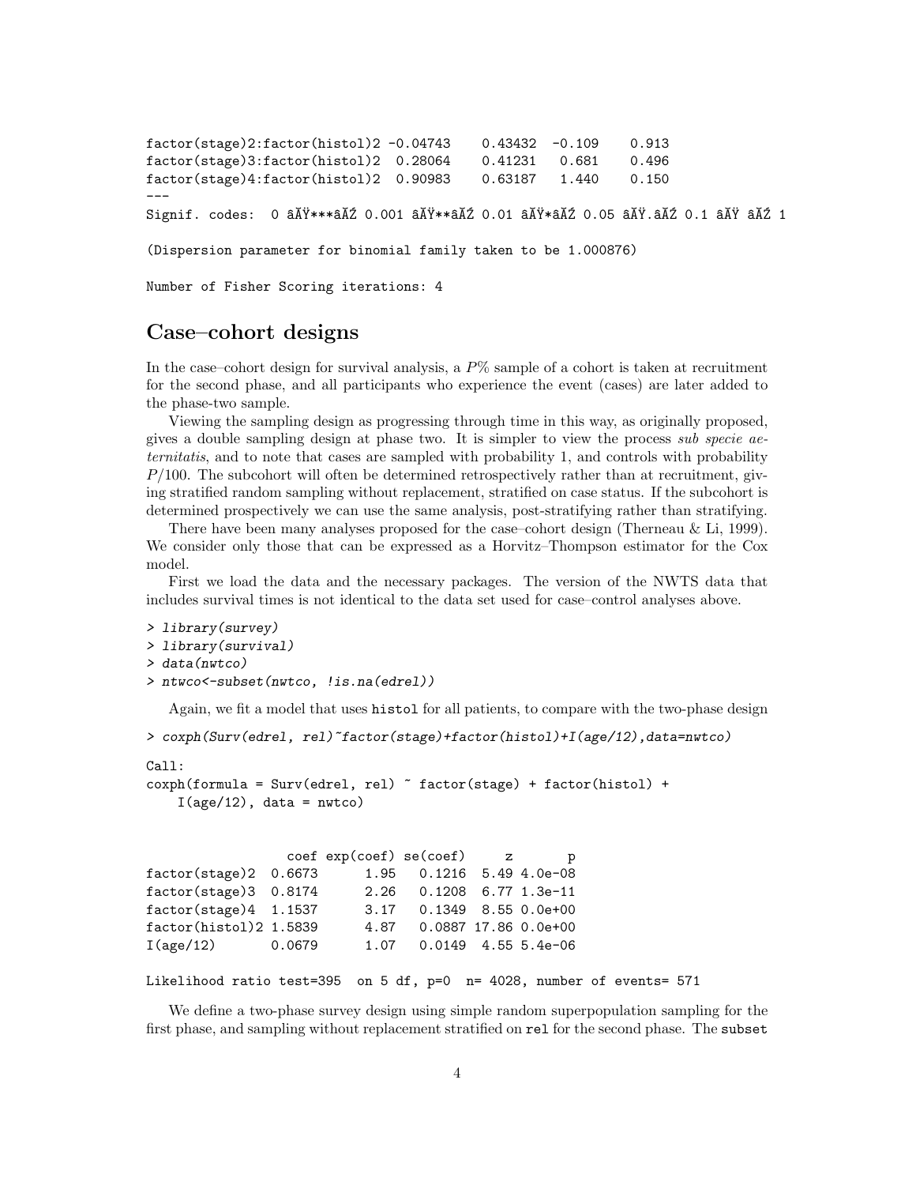```
factor(stage)2:factor(histol)2 -0.04743    0.43432  -0.109    0.913
factor(stage)3:factor(histol)2  0.28064    0.41231   0.681    0.496
factor(stage)4:factor(histol)2  0.90983    0.63187   1.440    0.150
---
Signif. codes:  0 âĂŸ***âĂŹ 0.001 âĂŸ**âĂŹ 0.01 âĂŸ*âĂŹ 0.05 âĂŸ.âĂŹ 0.1 âĂŸ âĂŹ 1

(Dispersion parameter for binomial family taken to be 1.000876)

Number of Fisher Scoring iterations: 4
```

## Case–cohort designs

In the case–cohort design for survival analysis, a $P$% sample of a cohort is taken at recruitment for the second phase, and all participants who experience the event (cases) are later added to the phase-two sample.

Viewing the sampling design as progressing through time in this way, as originally proposed, gives a double sampling design at phase two. It is simpler to view the process *sub specie aeternitatis*, and to note that cases are sampled with probability 1, and controls with probability $P/100$. The subcohort will often be determined retrospectively rather than at recruitment, giving stratified random sampling without replacement, stratified on case status. If the subcohort is determined prospectively we can use the same analysis, post-stratifying rather than stratifying.

There have been many analyses proposed for the case–cohort design (Therneau & Li, 1999). We consider only those that can be expressed as a Horvitz–Thompson estimator for the Cox model.

First we load the data and the necessary packages. The version of the NWTS data that includes survival times is not identical to the data set used for case–control analyses above.

```
> library(survey)
> library(survival)
> data(nwtco)
> ntwco<-subset(nwtco, !is.na(edrel))
```

Again, we fit a model that uses `histol` for all patients, to compare with the two-phase design

```
> coxph(Surv(edrel, rel)~factor(stage)+factor(histol)+I(age/12),data=nwtco)

Call:
coxph(formula = Surv(edrel, rel) ~ factor(stage) + factor(histol) +
    I(age/12), data = nwtco)


                  coef exp(coef) se(coef)     z       p
factor(stage)2  0.6673      1.95   0.1216  5.49 4.0e-08
factor(stage)3  0.8174      2.26   0.1208  6.77 1.3e-11
factor(stage)4  1.1537      3.17   0.1349  8.55 0.0e+00
factor(histol)2 1.5839      4.87   0.0887 17.86 0.0e+00
I(age/12)       0.0679      1.07   0.0149  4.55 5.4e-06

Likelihood ratio test=395  on 5 df, p=0  n= 4028, number of events= 571
```

We define a two-phase survey design using simple random superpopulation sampling for the first phase, and sampling without replacement stratified on `rel` for the second phase. The `subset`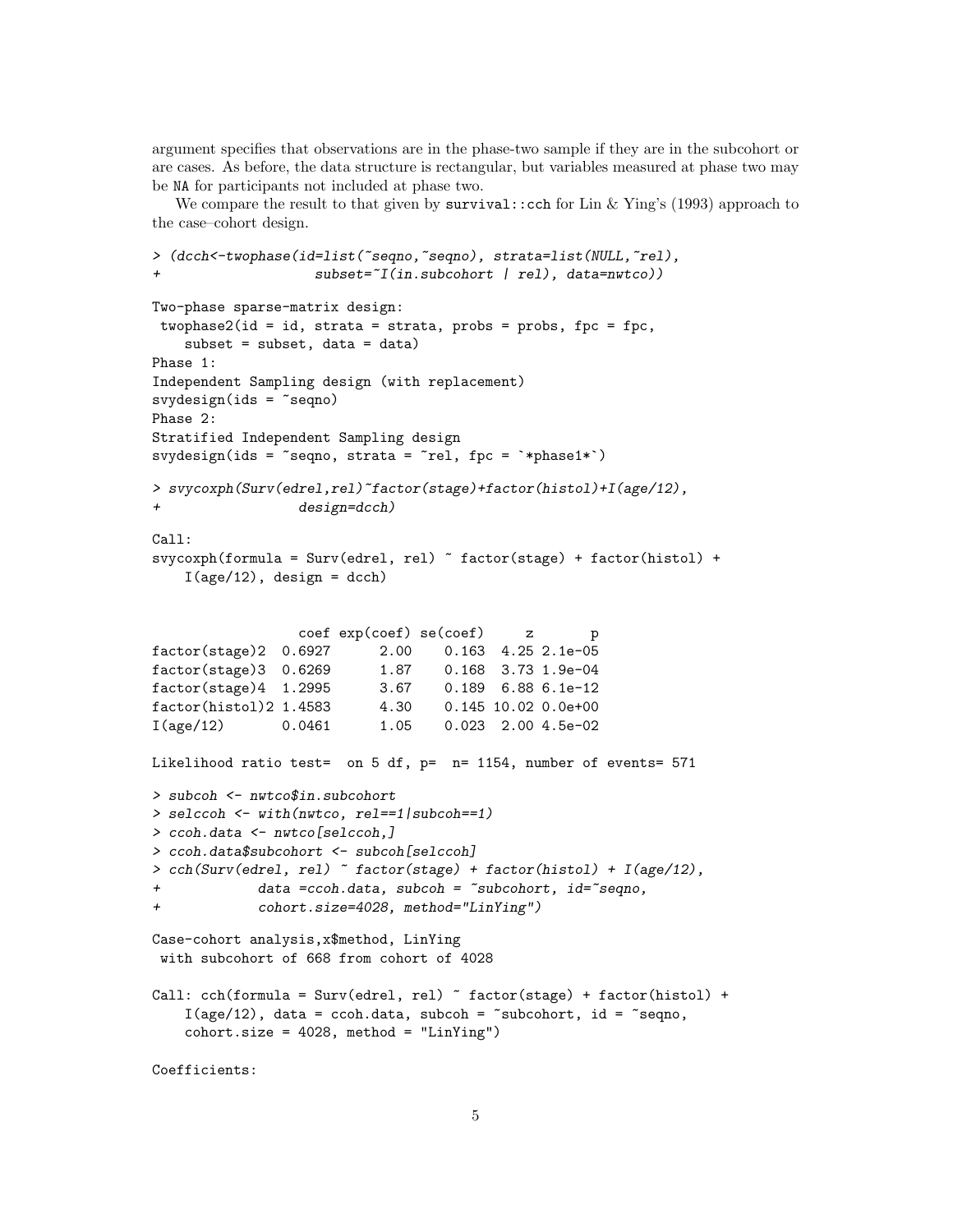argument specifies that observations are in the phase-two sample if they are in the subcohort or are cases. As before, the data structure is rectangular, but variables measured at phase two may be NA for participants not included at phase two.

We compare the result to that given by survival::cch for Lin & Ying's (1993) approach to the case–cohort design.

```
> (dcch<-twophase(id=list(~seqno,~seqno), strata=list(NULL,~rel),
+                   subset=~I(in.subcohort | rel), data=nwtco))

Two-phase sparse-matrix design:
 twophase2(id = id, strata = strata, probs = probs, fpc = fpc,
    subset = subset, data = data)
Phase 1:
Independent Sampling design (with replacement)
svydesign(ids = ~seqno)
Phase 2:
Stratified Independent Sampling design
svydesign(ids = ~seqno, strata = ~rel, fpc = `*phase1*`)

> svycoxph(Surv(edrel,rel)~factor(stage)+factor(histol)+I(age/12),
+                 design=dcch)

Call:
svycoxph(formula = Surv(edrel, rel) ~ factor(stage) + factor(histol) +
    I(age/12), design = dcch)


                  coef exp(coef) se(coef)     z       p
factor(stage)2  0.6927      2.00    0.163  4.25 2.1e-05
factor(stage)3  0.6269      1.87    0.168  3.73 1.9e-04
factor(stage)4  1.2995      3.67    0.189  6.88 6.1e-12
factor(histol)2 1.4583      4.30    0.145 10.02 0.0e+00
I(age/12)       0.0461      1.05    0.023  2.00 4.5e-02

Likelihood ratio test=  on 5 df, p=  n= 1154, number of events= 571

> subcoh <- nwtco$in.subcohort
> selccoh <- with(nwtco, rel==1|subcoh==1)
> ccoh.data <- nwtco[selccoh,]
> ccoh.data$subcohort <- subcoh[selccoh]
> cch(Surv(edrel, rel) ~ factor(stage) + factor(histol) + I(age/12),
+            data =ccoh.data, subcoh = ~subcohort, id=~seqno,
+            cohort.size=4028, method="LinYing")

Case-cohort analysis,x$method, LinYing
 with subcohort of 668 from cohort of 4028

Call: cch(formula = Surv(edrel, rel) ~ factor(stage) + factor(histol) +
    I(age/12), data = ccoh.data, subcoh = ~subcohort, id = ~seqno,
    cohort.size = 4028, method = "LinYing")

Coefficients:
```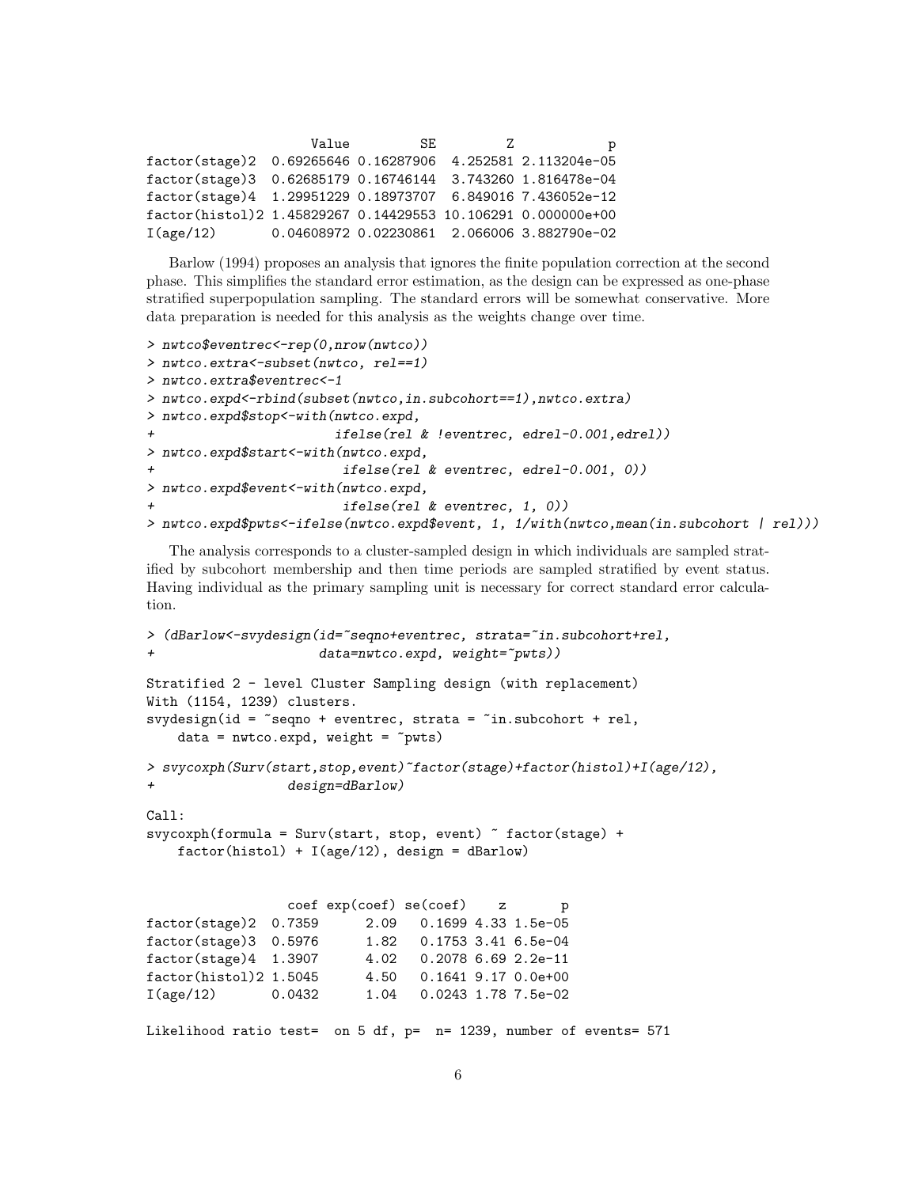```
                  Value         SE         Z            p
factor(stage)2  0.69265646 0.16287906  4.252581 2.113204e-05
factor(stage)3  0.62685179 0.16746144  3.743260 1.816478e-04
factor(stage)4  1.29951229 0.18973707  6.849016 7.436052e-12
factor(histol)2 1.45829267 0.14429553 10.106291 0.000000e+00
I(age/12)       0.04608972 0.02230861  2.066006 3.882790e-02
```

Barlow (1994) proposes an analysis that ignores the finite population correction at the second phase. This simplifies the standard error estimation, as the design can be expressed as one-phase stratified superpopulation sampling. The standard errors will be somewhat conservative. More data preparation is needed for this analysis as the weights change over time.

```
> nwtco$eventrec<-rep(0,nrow(nwtco))
> nwtco.extra<-subset(nwtco, rel==1)
> nwtco.extra$eventrec<-1
> nwtco.expd<-rbind(subset(nwtco,in.subcohort==1),nwtco.extra)
> nwtco.expd$stop<-with(nwtco.expd,
+                       ifelse(rel & !eventrec, edrel-0.001,edrel))
> nwtco.expd$start<-with(nwtco.expd,
+                        ifelse(rel & eventrec, edrel-0.001, 0))
> nwtco.expd$event<-with(nwtco.expd,
+                        ifelse(rel & eventrec, 1, 0))
> nwtco.expd$pwts<-ifelse(nwtco.expd$event, 1, 1/with(nwtco,mean(in.subcohort | rel)))
```

The analysis corresponds to a cluster-sampled design in which individuals are sampled stratified by subcohort membership and then time periods are sampled stratified by event status. Having individual as the primary sampling unit is necessary for correct standard error calculation.

```
> (dBarlow<-svydesign(id=~seqno+eventrec, strata=~in.subcohort+rel,
+                    data=nwtco.expd, weight=~pwts))

Stratified 2 - level Cluster Sampling design (with replacement)
With (1154, 1239) clusters.
svydesign(id = ~seqno + eventrec, strata = ~in.subcohort + rel,
    data = nwtco.expd, weight = ~pwts)

> svycoxph(Surv(start,stop,event)~factor(stage)+factor(histol)+I(age/12),
+                design=dBarlow)

Call:
svycoxph(formula = Surv(start, stop, event) ~ factor(stage) +
    factor(histol) + I(age/12), design = dBarlow)


                  coef exp(coef) se(coef)    z       p
factor(stage)2  0.7359      2.09   0.1699 4.33 1.5e-05
factor(stage)3  0.5976      1.82   0.1753 3.41 6.5e-04
factor(stage)4  1.3907      4.02   0.2078 6.69 2.2e-11
factor(histol)2 1.5045      4.50   0.1641 9.17 0.0e+00
I(age/12)       0.0432      1.04   0.0243 1.78 7.5e-02

Likelihood ratio test=  on 5 df, p=  n= 1239, number of events= 571
```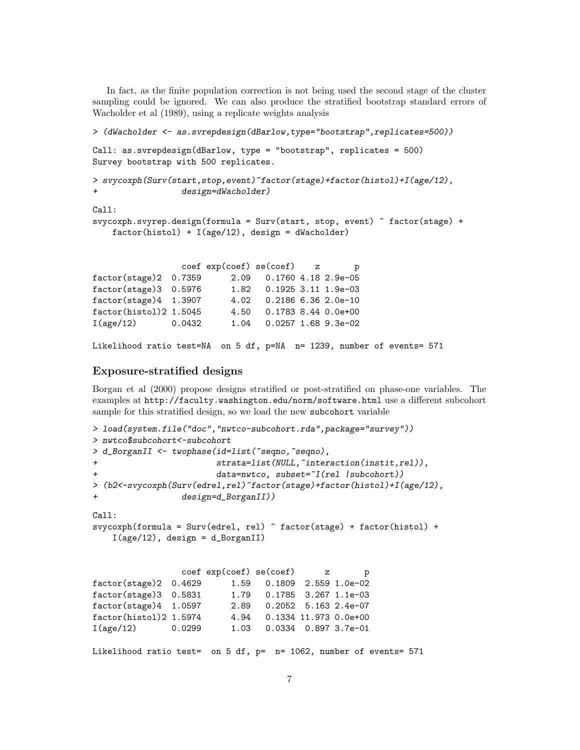In fact, as the finite population correction is not being used the second stage of the cluster sampling could be ignored. We can also produce the stratified bootstrap standard errors of Wacholder et al (1989), using a replicate weights analysis

```
> (dWacholder <- as.svrepdesign(dBarlow,type="bootstrap",replicates=500))

Call: as.svrepdesign(dBarlow, type = "bootstrap", replicates = 500)
Survey bootstrap with 500 replicates.

> svycoxph(Surv(start,stop,event)~factor(stage)+factor(histol)+I(age/12),
+                 design=dWacholder)

Call:
svycoxph.svyrep.design(formula = Surv(start, stop, event) ~ factor(stage) +
    factor(histol) + I(age/12), design = dWacholder)


                 coef exp(coef) se(coef)    z       p
factor(stage)2  0.7359      2.09   0.1760 4.18 2.9e-05
factor(stage)3  0.5976      1.82   0.1925 3.11 1.9e-03
factor(stage)4  1.3907      4.02   0.2186 6.36 2.0e-10
factor(histol)2 1.5045      4.50   0.1783 8.44 0.0e+00
I(age/12)       0.0432      1.04   0.0257 1.68 9.3e-02

Likelihood ratio test=NA  on 5 df, p=NA  n= 1239, number of events= 571
```

### Exposure-stratified designs

Borgan et al (2000) propose designs stratified or post-stratified on phase-one variables. The examples at http://faculty.washington.edu/norm/software.html use a different subcohort sample for this stratified design, so we load the new `subcohort` variable

```
> load(system.file("doc","nwtco-subcohort.rda",package="survey"))
> nwtco$subcohort<-subcohort
> d_BorganII <- twophase(id=list(~seqno,~seqno),
+                        strata=list(NULL,~interaction(instit,rel)),
+                        data=nwtco, subset=~I(rel |subcohort))
> (b2<-svycoxph(Surv(edrel,rel)~factor(stage)+factor(histol)+I(age/12),
+                 design=d_BorganII))

Call:
svycoxph(formula = Surv(edrel, rel) ~ factor(stage) + factor(histol) +
    I(age/12), design = d_BorganII)


                 coef exp(coef) se(coef)      z       p
factor(stage)2  0.4629      1.59   0.1809  2.559 1.0e-02
factor(stage)3  0.5831      1.79   0.1785  3.267 1.1e-03
factor(stage)4  1.0597      2.89   0.2052  5.163 2.4e-07
factor(histol)2 1.5974      4.94   0.1334 11.973 0.0e+00
I(age/12)       0.0299      1.03   0.0334  0.897 3.7e-01

Likelihood ratio test=  on 5 df, p=  n= 1062, number of events= 571
```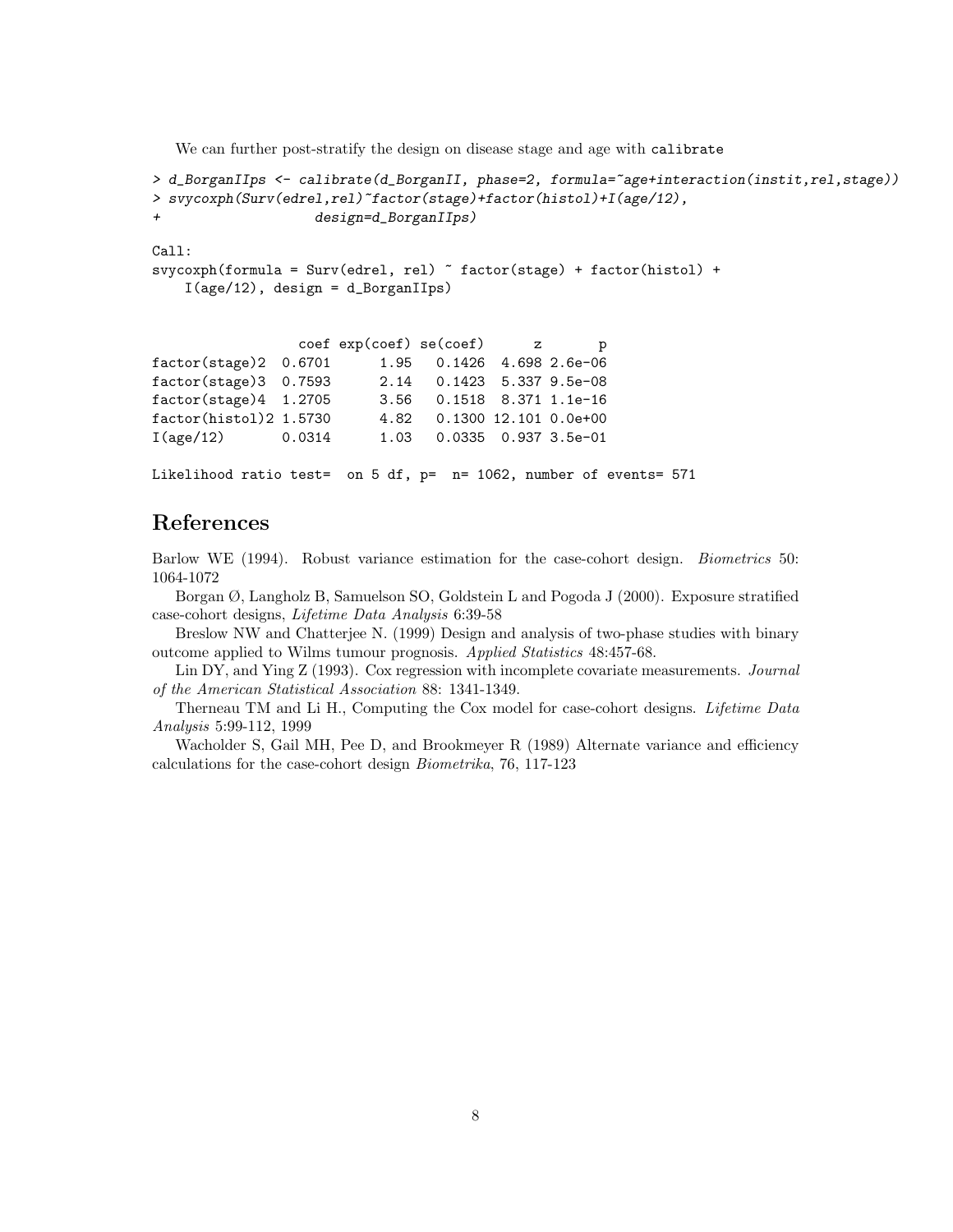We can further post-stratify the design on disease stage and age with `calibrate`

```
> d_BorganIIps <- calibrate(d_BorganII, phase=2, formula=~age+interaction(instit,rel,stage))
> svycoxph(Surv(edrel,rel)~factor(stage)+factor(histol)+I(age/12),
+                   design=d_BorganIIps)

Call:
svycoxph(formula = Surv(edrel, rel) ~ factor(stage) + factor(histol) +
    I(age/12), design = d_BorganIIps)


                  coef exp(coef) se(coef)      z       p
factor(stage)2  0.6701      1.95   0.1426  4.698 2.6e-06
factor(stage)3  0.7593      2.14   0.1423  5.337 9.5e-08
factor(stage)4  1.2705      3.56   0.1518  8.371 1.1e-16
factor(histol)2 1.5730      4.82   0.1300 12.101 0.0e+00
I(age/12)       0.0314      1.03   0.0335  0.937 3.5e-01

Likelihood ratio test=  on 5 df, p=  n= 1062, number of events= 571
```

## References

Barlow WE (1994). Robust variance estimation for the case-cohort design. *Biometrics* 50: 1064-1072

Borgan Ø, Langholz B, Samuelson SO, Goldstein L and Pogoda J (2000). Exposure stratified case-cohort designs, *Lifetime Data Analysis* 6:39-58

Breslow NW and Chatterjee N. (1999) Design and analysis of two-phase studies with binary outcome applied to Wilms tumour prognosis. *Applied Statistics* 48:457-68.

Lin DY, and Ying Z (1993). Cox regression with incomplete covariate measurements. *Journal of the American Statistical Association* 88: 1341-1349.

Therneau TM and Li H., Computing the Cox model for case-cohort designs. *Lifetime Data Analysis* 5:99-112, 1999

Wacholder S, Gail MH, Pee D, and Brookmeyer R (1989) Alternate variance and efficiency calculations for the case-cohort design *Biometrika*, 76, 117-123